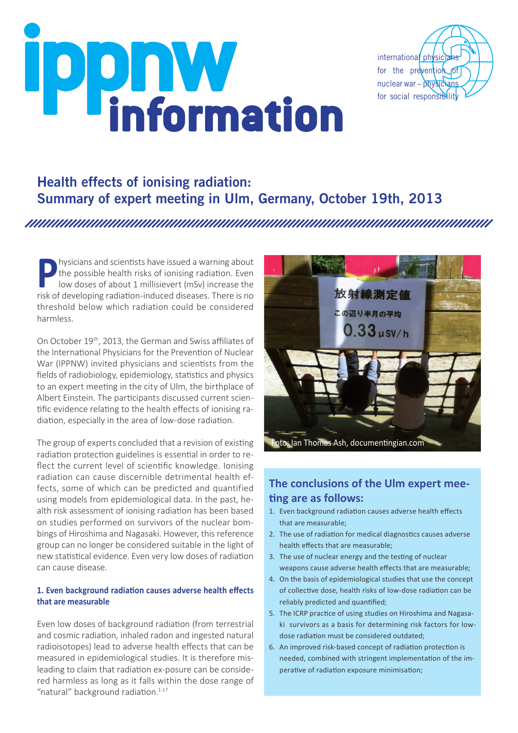# ippnw information

international physicians for the prevention of nuclear war – physicians for social responsibility

## Health effects of ionising radiation: Summary of expert meeting in Ulm, Germany, October 19th, 2013

Physicians and scientists have issued a warning about the possible health risks of ionising radiation. Even low doses of about 1 millisievert (mSv) increase the risk of developing radiation-induced diseases. There is no threshold below which radiation could be considered harmless.

On October 19th, 2013, the German and Swiss affiliates of the International Physicians for the Prevention of Nuclear War (IPPNW) invited physicians and scientists from the fields of radiobiology, epidemiology, statistics and physics to an expert meeting in the city of Ulm, the birthplace of Albert Einstein. The participants discussed current scientific evidence relating to the health effects of ionising radiation, especially in the area of low-dose radiation.

The group of experts concluded that a revision of existing radiation protection guidelines is essential in order to reflect the current level of scientific knowledge. Ionising radiation can cause discernible detrimental health effects, some of which can be predicted and quantified using models from epidemiological data. In the past, health risk assessment of ionising radiation has been based on studies performed on survivors of the nuclear bombings of Hiroshima and Nagasaki. However, this reference group can no longer be considered suitable in the light of new statistical evidence. Even very low doses of radiation can cause disease.

### 1. Even background radiation causes adverse health effects that are measurable

Even low doses of background radiation (from terrestrial and cosmic radiation, inhaled radon and ingested natural radioisotopes) lead to adverse health effects that can be measured in epidemiological studies. It is therefore misleading to claim that radiation ex-posure can be considered harmless as long as it falls within the dose range of "natural" background radiation.[1-17]

放射線測定値
この辺り半月の平均
0.33 μSv/h

Foto: Ian Thomas Ash, documentingian.com

### The conclusions of the Ulm expert meeting are as follows:

1. Even background radiation causes adverse health effects that are measurable;
2. The use of radiation for medical diagnostics causes adverse health effects that are measurable;
3. The use of nuclear energy and the testing of nuclear weapons cause adverse health effects that are measurable;
4. On the basis of epidemiological studies that use the concept of collective dose, health risks of low-dose radiation can be reliably predicted and quantified;
5. The ICRP practice of using studies on Hiroshima and Nagasaki survivors as a basis for determining risk factors for low-dose radiation must be considered outdated;
6. An improved risk-based concept of radiation protection is needed, combined with stringent implementation of the imperative of radiation exposure minimisation;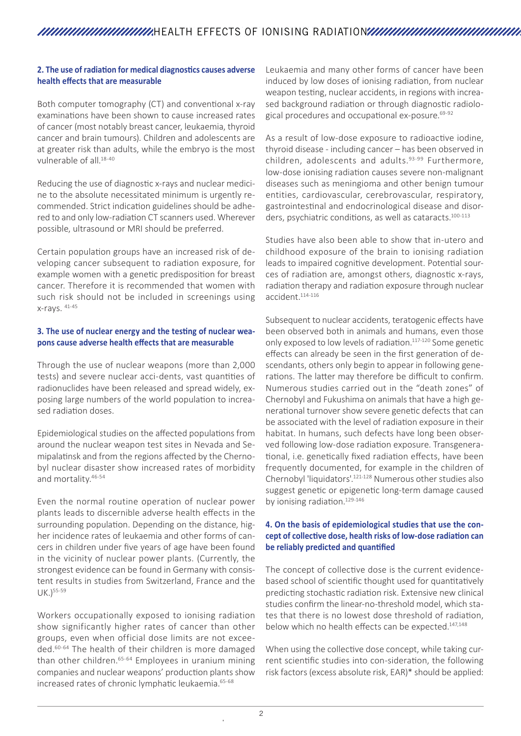**2. The use of radiation for medical diagnostics causes adverse health effects that are measurable**

Both computer tomography (CT) and conventional x-ray examinations have been shown to cause increased rates of cancer (most notably breast cancer, leukaemia, thyroid cancer and brain tumours). Children and adolescents are at greater risk than adults, while the embryo is the most vulnerable of all.[18-40]

Reducing the use of diagnostic x-rays and nuclear medicine to the absolute necessitated minimum is urgently recommended. Strict indication guidelines should be adhered to and only low-radiation CT scanners used. Wherever possible, ultrasound or MRI should be preferred.

Certain population groups have an increased risk of developing cancer subsequent to radiation exposure, for example women with a genetic predisposition for breast cancer. Therefore it is recommended that women with such risk should not be included in screenings using x-rays. [41-45]

**3. The use of nuclear energy and the testing of nuclear weapons cause adverse health effects that are measurable**

Through the use of nuclear weapons (more than 2,000 tests) and severe nuclear acci-dents, vast quantities of radionuclides have been released and spread widely, exposing large numbers of the world population to increased radiation doses.

Epidemiological studies on the affected populations from around the nuclear weapon test sites in Nevada and Semipalatinsk and from the regions affected by the Chernobyl nuclear disaster show increased rates of morbidity and mortality.[46-54]

Even the normal routine operation of nuclear power plants leads to discernible adverse health effects in the surrounding population. Depending on the distance, higher incidence rates of leukaemia and other forms of cancers in children under five years of age have been found in the vicinity of nuclear power plants. (Currently, the strongest evidence can be found in Germany with consistent results in studies from Switzerland, France and the UK.)[55-59]

Workers occupationally exposed to ionising radiation show significantly higher rates of cancer than other groups, even when official dose limits are not exceeded.[60-64] The health of their children is more damaged than other children.[65-64] Employees in uranium mining companies and nuclear weapons' production plants show increased rates of chronic lymphatic leukaemia.[65-68]

Leukaemia and many other forms of cancer have been induced by low doses of ionising radiation, from nuclear weapon testing, nuclear accidents, in regions with increased background radiation or through diagnostic radiological procedures and occupational ex-posure.[69-92]

As a result of low-dose exposure to radioactive iodine, thyroid disease - including cancer – has been observed in children, adolescents and adults.[93-99] Furthermore, low-dose ionising radiation causes severe non-malignant diseases such as meningioma and other benign tumour entities, cardiovascular, cerebrovascular, respiratory, gastrointestinal and endocrinological disease and disorders, psychiatric conditions, as well as cataracts.[100-113]

Studies have also been able to show that in-utero and childhood exposure of the brain to ionising radiation leads to impaired cognitive development. Potential sources of radiation are, amongst others, diagnostic x-rays, radiation therapy and radiation exposure through nuclear accident.[114-116]

Subsequent to nuclear accidents, teratogenic effects have been observed both in animals and humans, even those only exposed to low levels of radiation.[117-120] Some genetic effects can already be seen in the first generation of descendants, others only begin to appear in following generations. The latter may therefore be difficult to confirm. Numerous studies carried out in the "death zones" of Chernobyl and Fukushima on animals that have a high generational turnover show severe genetic defects that can be associated with the level of radiation exposure in their habitat. In humans, such defects have long been observed following low-dose radiation exposure. Transgenerational, i.e. genetically fixed radiation effects, have been frequently documented, for example in the children of Chernobyl 'liquidators'.[121-128] Numerous other studies also suggest genetic or epigenetic long-term damage caused by ionising radiation.[129-146]

**4. On the basis of epidemiological studies that use the concept of collective dose, health risks of low-dose radiation can be reliably predicted and quantified**

The concept of collective dose is the current evidence-based school of scientific thought used for quantitatively predicting stochastic radiation risk. Extensive new clinical studies confirm the linear-no-threshold model, which states that there is no lowest dose threshold of radiation, below which no health effects can be expected.[147,148]

When using the collective dose concept, while taking current scientific studies into con-sideration, the following risk factors (excess absolute risk, EAR)* should be applied: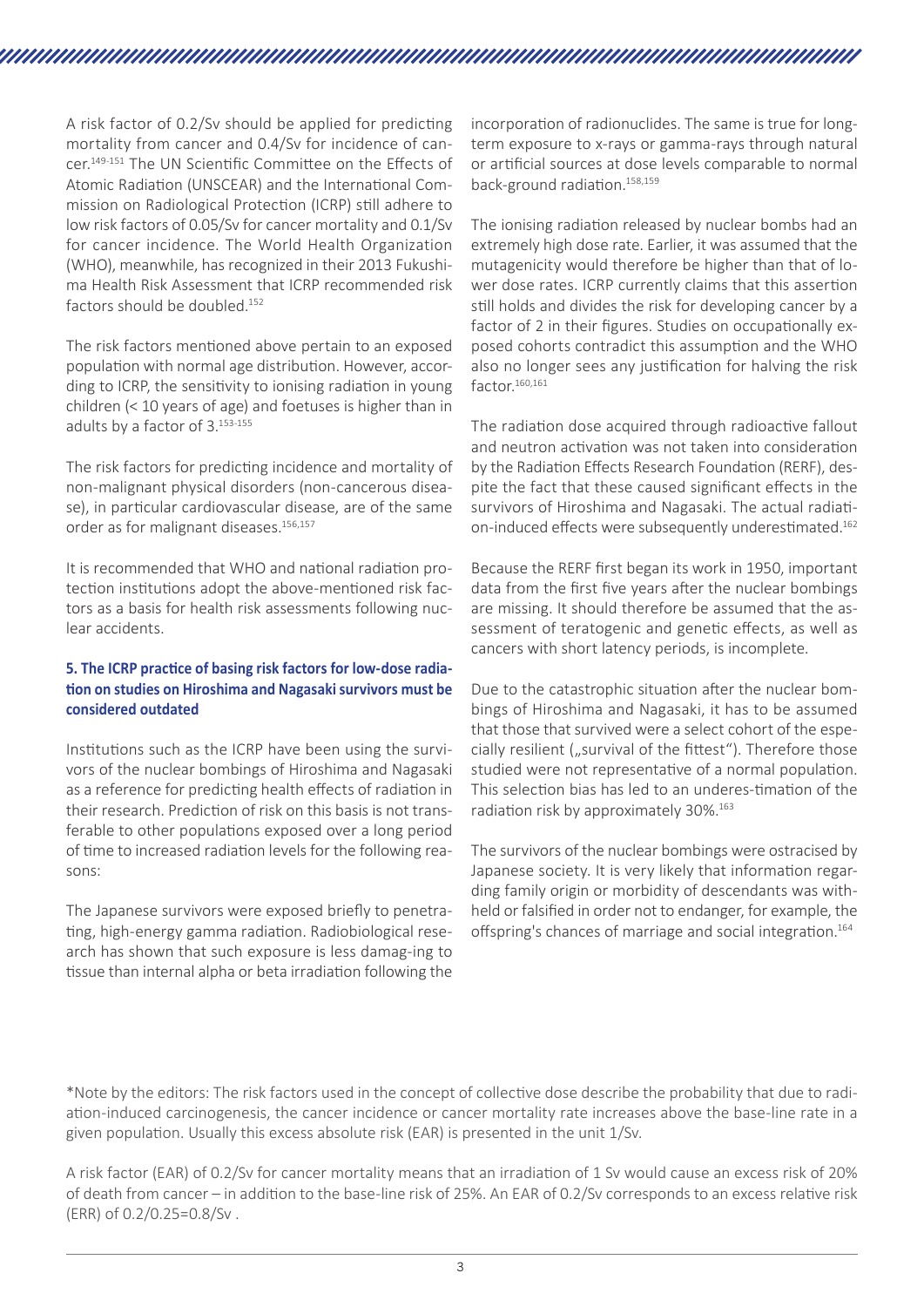A risk factor of 0.2/Sv should be applied for predicting mortality from cancer and 0.4/Sv for incidence of cancer.[149-151] The UN Scientific Committee on the Effects of Atomic Radiation (UNSCEAR) and the International Commission on Radiological Protection (ICRP) still adhere to low risk factors of 0.05/Sv for cancer mortality and 0.1/Sv for cancer incidence. The World Health Organization (WHO), meanwhile, has recognized in their 2013 Fukushima Health Risk Assessment that ICRP recommended risk factors should be doubled.[152]

The risk factors mentioned above pertain to an exposed population with normal age distribution. However, according to ICRP, the sensitivity to ionising radiation in young children (< 10 years of age) and foetuses is higher than in adults by a factor of 3.[153-155]

The risk factors for predicting incidence and mortality of non-malignant physical disorders (non-cancerous disease), in particular cardiovascular disease, are of the same order as for malignant diseases.[156,157]

It is recommended that WHO and national radiation protection institutions adopt the above-mentioned risk factors as a basis for health risk assessments following nuclear accidents.

### 5. The ICRP practice of basing risk factors for low-dose radiation on studies on Hiroshima and Nagasaki survivors must be considered outdated

Institutions such as the ICRP have been using the survivors of the nuclear bombings of Hiroshima and Nagasaki as a reference for predicting health effects of radiation in their research. Prediction of risk on this basis is not transferable to other populations exposed over a long period of time to increased radiation levels for the following reasons:

The Japanese survivors were exposed briefly to penetrating, high-energy gamma radiation. Radiobiological research has shown that such exposure is less damag-ing to tissue than internal alpha or beta irradiation following the incorporation of radionuclides. The same is true for long-term exposure to x-rays or gamma-rays through natural or artificial sources at dose levels comparable to normal back-ground radiation.[158,159]

The ionising radiation released by nuclear bombs had an extremely high dose rate. Earlier, it was assumed that the mutagenicity would therefore be higher than that of lower dose rates. ICRP currently claims that this assertion still holds and divides the risk for developing cancer by a factor of 2 in their figures. Studies on occupationally exposed cohorts contradict this assumption and the WHO also no longer sees any justification for halving the risk factor.[160,161]

The radiation dose acquired through radioactive fallout and neutron activation was not taken into consideration by the Radiation Effects Research Foundation (RERF), despite the fact that these caused significant effects in the survivors of Hiroshima and Nagasaki. The actual radiation-induced effects were subsequently underestimated.[162]

Because the RERF first began its work in 1950, important data from the first five years after the nuclear bombings are missing. It should therefore be assumed that the assessment of teratogenic and genetic effects, as well as cancers with short latency periods, is incomplete.

Due to the catastrophic situation after the nuclear bombings of Hiroshima and Nagasaki, it has to be assumed that those that survived were a select cohort of the especially resilient („survival of the fittest“). Therefore those studied were not representative of a normal population. This selection bias has led to an underes-timation of the radiation risk by approximately 30%.[163]

The survivors of the nuclear bombings were ostracised by Japanese society. It is very likely that information regarding family origin or morbidity of descendants was withheld or falsified in order not to endanger, for example, the offspring's chances of marriage and social integration.[164]

*Note by the editors: The risk factors used in the concept of collective dose describe the probability that due to radiation-induced carcinogenesis, the cancer incidence or cancer mortality rate increases above the base-line rate in a given population. Usually this excess absolute risk (EAR) is presented in the unit 1/Sv.

A risk factor (EAR) of 0.2/Sv for cancer mortality means that an irradiation of 1 Sv would cause an excess risk of 20% of death from cancer – in addition to the base-line risk of 25%. An EAR of 0.2/Sv corresponds to an excess relative risk (ERR) of 0.2/0.25=0.8/Sv .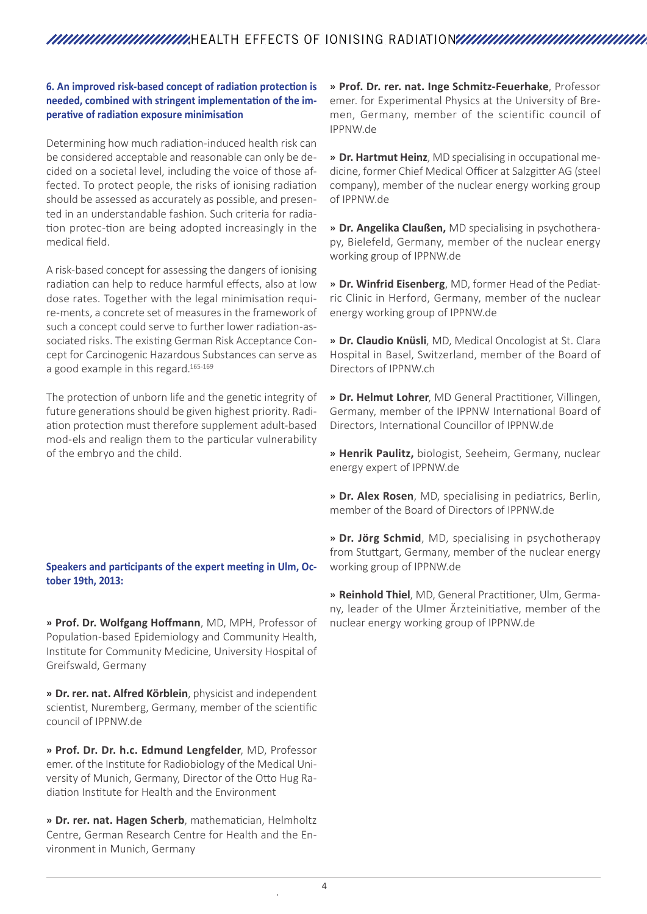### 6. An improved risk-based concept of radiation protection is needed, combined with stringent implementation of the imperative of radiation exposure minimisation

Determining how much radiation-induced health risk can be considered acceptable and reasonable can only be decided on a societal level, including the voice of those affected. To protect people, the risks of ionising radiation should be assessed as accurately as possible, and presented in an understandable fashion. Such criteria for radiation protec-tion are being adopted increasingly in the medical field.

A risk-based concept for assessing the dangers of ionising radiation can help to reduce harmful effects, also at low dose rates. Together with the legal minimisation require-ments, a concrete set of measures in the framework of such a concept could serve to further lower radiation-associated risks. The existing German Risk Acceptance Concept for Carcinogenic Hazardous Substances can serve as a good example in this regard.[165-169]

The protection of unborn life and the genetic integrity of future generations should be given highest priority. Radiation protection must therefore supplement adult-based mod-els and realign them to the particular vulnerability of the embryo and the child.

### Speakers and participants of the expert meeting in Ulm, October 19th, 2013:

» **Prof. Dr. Wolfgang Hoffmann**, MD, MPH, Professor of Population-based Epidemiology and Community Health, Institute for Community Medicine, University Hospital of Greifswald, Germany

» **Dr. rer. nat. Alfred Körblein**, physicist and independent scientist, Nuremberg, Germany, member of the scientific council of IPPNW.de

» **Prof. Dr. Dr. h.c. Edmund Lengfelder**, MD, Professor emer. of the Institute for Radiobiology of the Medical University of Munich, Germany, Director of the Otto Hug Radiation Institute for Health and the Environment

» **Dr. rer. nat. Hagen Scherb**, mathematician, Helmholtz Centre, German Research Centre for Health and the Environment in Munich, Germany

» **Prof. Dr. rer. nat. Inge Schmitz-Feuerhake**, Professor emer. for Experimental Physics at the University of Bremen, Germany, member of the scientific council of IPPNW.de

» **Dr. Hartmut Heinz**, MD specialising in occupational medicine, former Chief Medical Officer at Salzgitter AG (steel company), member of the nuclear energy working group of IPPNW.de

» **Dr. Angelika Claußen,** MD specialising in psychotherapy, Bielefeld, Germany, member of the nuclear energy working group of IPPNW.de

» **Dr. Winfrid Eisenberg**, MD, former Head of the Pediatric Clinic in Herford, Germany, member of the nuclear energy working group of IPPNW.de

» **Dr. Claudio Knüsli**, MD, Medical Oncologist at St. Clara Hospital in Basel, Switzerland, member of the Board of Directors of IPPNW.ch

» **Dr. Helmut Lohrer**, MD General Practitioner, Villingen, Germany, member of the IPPNW International Board of Directors, International Councillor of IPPNW.de

» **Henrik Paulitz,** biologist, Seeheim, Germany, nuclear energy expert of IPPNW.de

» **Dr. Alex Rosen**, MD, specialising in pediatrics, Berlin, member of the Board of Directors of IPPNW.de

» **Dr. Jörg Schmid**, MD, specialising in psychotherapy from Stuttgart, Germany, member of the nuclear energy working group of IPPNW.de

» **Reinhold Thiel**, MD, General Practitioner, Ulm, Germany, leader of the Ulmer Ärzteinitiative, member of the nuclear energy working group of IPPNW.de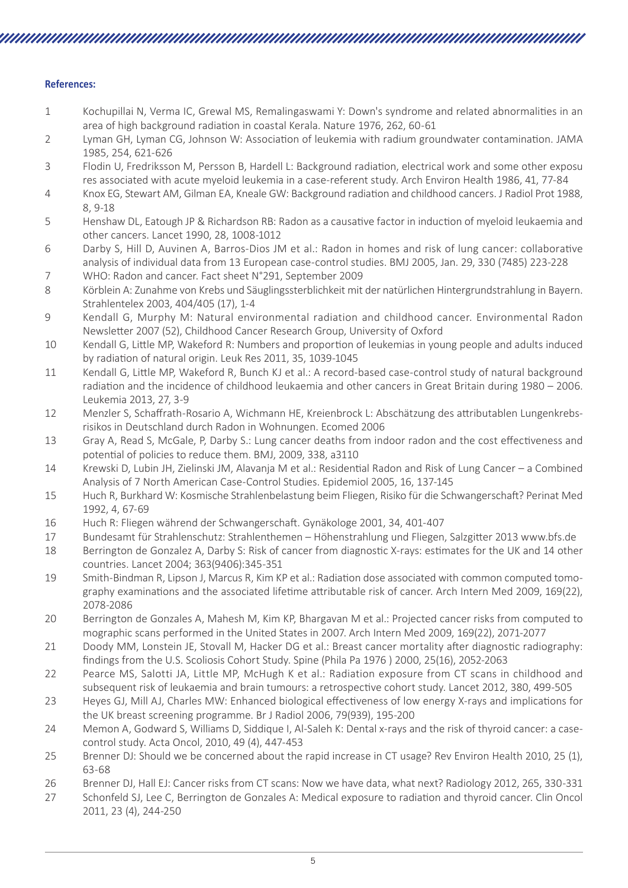**References:**

1. Kochupillai N, Verma IC, Grewal MS, Remalingaswami Y: Down's syndrome and related abnormalities in an area of high background radiation in coastal Kerala. Nature 1976, 262, 60-61
2. Lyman GH, Lyman CG, Johnson W: Association of leukemia with radium groundwater contamination. JAMA 1985, 254, 621-626
3. Flodin U, Fredriksson M, Persson B, Hardell L: Background radiation, electrical work and some other exposu res associated with acute myeloid leukemia in a case-referent study. Arch Environ Health 1986, 41, 77-84
4. Knox EG, Stewart AM, Gilman EA, Kneale GW: Background radiation and childhood cancers. J Radiol Prot 1988, 8, 9-18
5. Henshaw DL, Eatough JP & Richardson RB: Radon as a causative factor in induction of myeloid leukaemia and other cancers. Lancet 1990, 28, 1008-1012
6. Darby S, Hill D, Auvinen A, Barros-Dios JM et al.: Radon in homes and risk of lung cancer: collaborative analysis of individual data from 13 European case-control studies. BMJ 2005, Jan. 29, 330 (7485) 223-228
7. WHO: Radon and cancer. Fact sheet N°291, September 2009
8. Körblein A: Zunahme von Krebs und Säuglingssterblichkeit mit der natürlichen Hintergrundstrahlung in Bayern. Strahlentelex 2003, 404/405 (17), 1-4
9. Kendall G, Murphy M: Natural environmental radiation and childhood cancer. Environmental Radon Newsletter 2007 (52), Childhood Cancer Research Group, University of Oxford
10. Kendall G, Little MP, Wakeford R: Numbers and proportion of leukemias in young people and adults induced by radiation of natural origin. Leuk Res 2011, 35, 1039-1045
11. Kendall G, Little MP, Wakeford R, Bunch KJ et al.: A record-based case-control study of natural background radiation and the incidence of childhood leukaemia and other cancers in Great Britain during 1980 – 2006. Leukemia 2013, 27, 3-9
12. Menzler S, Schaffrath-Rosario A, Wichmann HE, Kreienbrock L: Abschätzung des attributablen Lungenkrebsrisikos in Deutschland durch Radon in Wohnungen. Ecomed 2006
13. Gray A, Read S, McGale, P, Darby S.: Lung cancer deaths from indoor radon and the cost effectiveness and potential of policies to reduce them. BMJ, 2009, 338, a3110
14. Krewski D, Lubin JH, Zielinski JM, Alavanja M et al.: Residential Radon and Risk of Lung Cancer – a Combined Analysis of 7 North American Case-Control Studies. Epidemiol 2005, 16, 137-145
15. Huch R, Burkhard W: Kosmische Strahlenbelastung beim Fliegen, Risiko für die Schwangerschaft? Perinat Med 1992, 4, 67-69
16. Huch R: Fliegen während der Schwangerschaft. Gynäkologe 2001, 34, 401-407
17. Bundesamt für Strahlenschutz: Strahlenthemen – Höhenstrahlung und Fliegen, Salzgitter 2013 www.bfs.de
18. Berrington de Gonzalez A, Darby S: Risk of cancer from diagnostic X-rays: estimates for the UK and 14 other countries. Lancet 2004; 363(9406):345-351
19. Smith-Bindman R, Lipson J, Marcus R, Kim KP et al.: Radiation dose associated with common computed tomography examinations and the associated lifetime attributable risk of cancer. Arch Intern Med 2009, 169(22), 2078-2086
20. Berrington de Gonzales A, Mahesh M, Kim KP, Bhargavan M et al.: Projected cancer risks from computed to mographic scans performed in the United States in 2007. Arch Intern Med 2009, 169(22), 2071-2077
21. Doody MM, Lonstein JE, Stovall M, Hacker DG et al.: Breast cancer mortality after diagnostic radiography: findings from the U.S. Scoliosis Cohort Study. Spine (Phila Pa 1976 ) 2000, 25(16), 2052-2063
22. Pearce MS, Salotti JA, Little MP, McHugh K et al.: Radiation exposure from CT scans in childhood and subsequent risk of leukaemia and brain tumours: a retrospective cohort study. Lancet 2012, 380, 499-505
23. Heyes GJ, Mill AJ, Charles MW: Enhanced biological effectiveness of low energy X-rays and implications for the UK breast screening programme. Br J Radiol 2006, 79(939), 195-200
24. Memon A, Godward S, Williams D, Siddique I, Al-Saleh K: Dental x-rays and the risk of thyroid cancer: a case-control study. Acta Oncol, 2010, 49 (4), 447-453
25. Brenner DJ: Should we be concerned about the rapid increase in CT usage? Rev Environ Health 2010, 25 (1), 63-68
26. Brenner DJ, Hall EJ: Cancer risks from CT scans: Now we have data, what next? Radiology 2012, 265, 330-331
27. Schonfeld SJ, Lee C, Berrington de Gonzales A: Medical exposure to radiation and thyroid cancer. Clin Oncol 2011, 23 (4), 244-250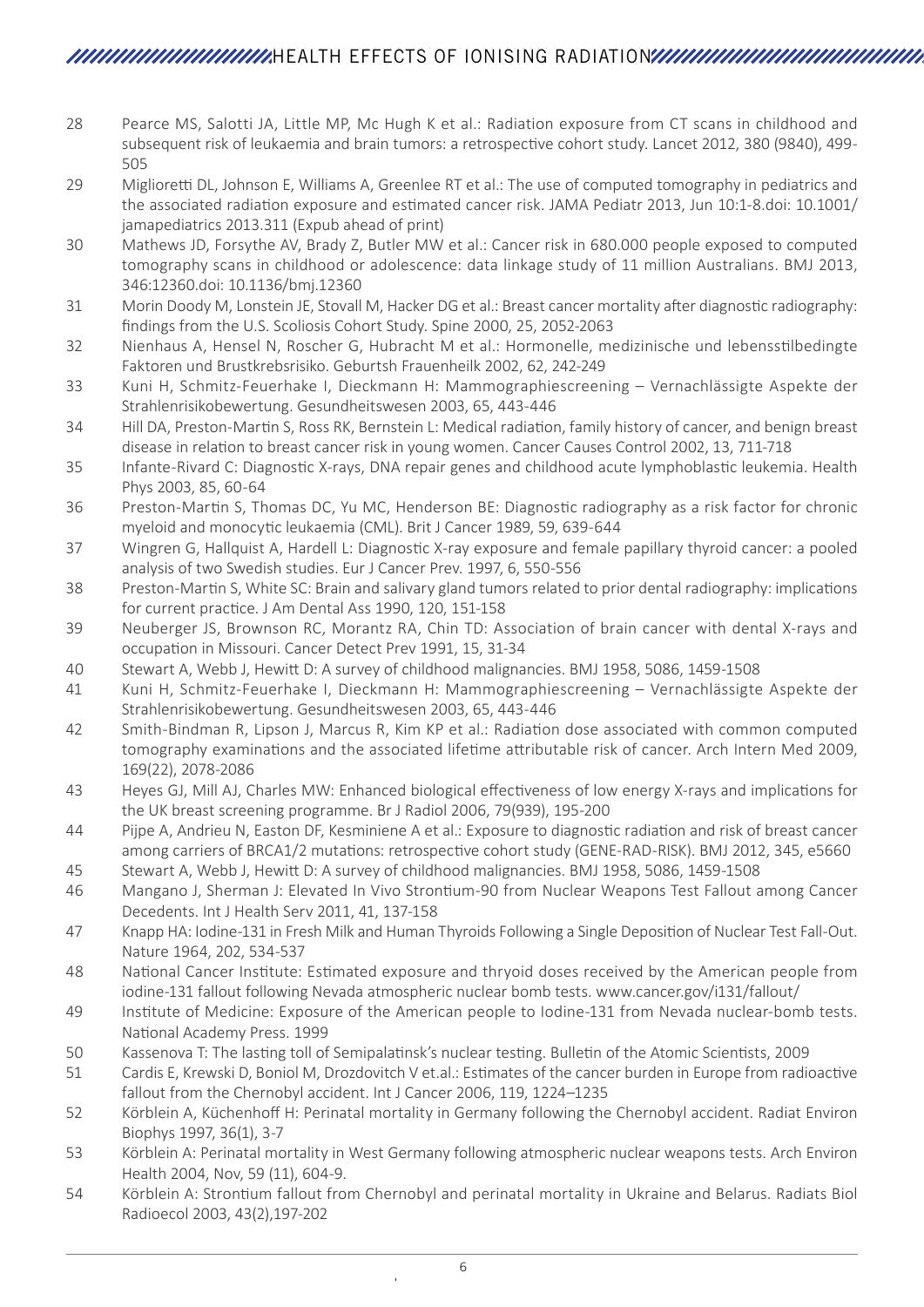28 Pearce MS, Salotti JA, Little MP, Mc Hugh K et al.: Radiation exposure from CT scans in childhood and subsequent risk of leukaemia and brain tumors: a retrospective cohort study. Lancet 2012, 380 (9840), 499-505

29 Miglioretti DL, Johnson E, Williams A, Greenlee RT et al.: The use of computed tomography in pediatrics and the associated radiation exposure and estimated cancer risk. JAMA Pediatr 2013, Jun 10:1-8.doi: 10.1001/jamapediatrics 2013.311 (Expub ahead of print)

30 Mathews JD, Forsythe AV, Brady Z, Butler MW et al.: Cancer risk in 680.000 people exposed to computed tomography scans in childhood or adolescence: data linkage study of 11 million Australians. BMJ 2013, 346:12360.doi: 10.1136/bmj.12360

31 Morin Doody M, Lonstein JE, Stovall M, Hacker DG et al.: Breast cancer mortality after diagnostic radiography: findings from the U.S. Scoliosis Cohort Study. Spine 2000, 25, 2052-2063

32 Nienhaus A, Hensel N, Roscher G, Hubracht M et al.: Hormonelle, medizinische und lebensstilbedingte Faktoren und Brustkrebsrisiko. Geburtsh Frauenheilk 2002, 62, 242-249

33 Kuni H, Schmitz-Feuerhake I, Dieckmann H: Mammographiescreening – Vernachlässigte Aspekte der Strahlenrisikobewertung. Gesundheitswesen 2003, 65, 443-446

34 Hill DA, Preston-Martin S, Ross RK, Bernstein L: Medical radiation, family history of cancer, and benign breast disease in relation to breast cancer risk in young women. Cancer Causes Control 2002, 13, 711-718

35 Infante-Rivard C: Diagnostic X-rays, DNA repair genes and childhood acute lymphoblastic leukemia. Health Phys 2003, 85, 60-64

36 Preston-Martin S, Thomas DC, Yu MC, Henderson BE: Diagnostic radiography as a risk factor for chronic myeloid and monocytic leukaemia (CML). Brit J Cancer 1989, 59, 639-644

37 Wingren G, Hallquist A, Hardell L: Diagnostic X-ray exposure and female papillary thyroid cancer: a pooled analysis of two Swedish studies. Eur J Cancer Prev. 1997, 6, 550-556

38 Preston-Martin S, White SC: Brain and salivary gland tumors related to prior dental radiography: implications for current practice. J Am Dental Ass 1990, 120, 151-158

39 Neuberger JS, Brownson RC, Morantz RA, Chin TD: Association of brain cancer with dental X-rays and occupation in Missouri. Cancer Detect Prev 1991, 15, 31-34

40 Stewart A, Webb J, Hewitt D: A survey of childhood malignancies. BMJ 1958, 5086, 1459-1508

41 Kuni H, Schmitz-Feuerhake I, Dieckmann H: Mammographiescreening – Vernachlässigte Aspekte der Strahlenrisikobewertung. Gesundheitswesen 2003, 65, 443-446

42 Smith-Bindman R, Lipson J, Marcus R, Kim KP et al.: Radiation dose associated with common computed tomography examinations and the associated lifetime attributable risk of cancer. Arch Intern Med 2009, 169(22), 2078-2086

43 Heyes GJ, Mill AJ, Charles MW: Enhanced biological effectiveness of low energy X-rays and implications for the UK breast screening programme. Br J Radiol 2006, 79(939), 195-200

44 Pijpe A, Andrieu N, Easton DF, Kesminiene A et al.: Exposure to diagnostic radiation and risk of breast cancer among carriers of BRCA1/2 mutations: retrospective cohort study (GENE-RAD-RISK). BMJ 2012, 345, e5660

45 Stewart A, Webb J, Hewitt D: A survey of childhood malignancies. BMJ 1958, 5086, 1459-1508

46 Mangano J, Sherman J: Elevated In Vivo Strontium-90 from Nuclear Weapons Test Fallout among Cancer Decedents. Int J Health Serv 2011, 41, 137-158

47 Knapp HA: Iodine-131 in Fresh Milk and Human Thyroids Following a Single Deposition of Nuclear Test Fall-Out. Nature 1964, 202, 534-537

48 National Cancer Institute: Estimated exposure and thryoid doses received by the American people from iodine-131 fallout following Nevada atmospheric nuclear bomb tests. www.cancer.gov/i131/fallout/

49 Institute of Medicine: Exposure of the American people to Iodine-131 from Nevada nuclear-bomb tests. National Academy Press. 1999

50 Kassenova T: The lasting toll of Semipalatinsk's nuclear testing. Bulletin of the Atomic Scientists, 2009

51 Cardis E, Krewski D, Boniol M, Drozdovitch V et.al.: Estimates of the cancer burden in Europe from radioactive fallout from the Chernobyl accident. Int J Cancer 2006, 119, 1224–1235

52 Körblein A, Küchenhoff H: Perinatal mortality in Germany following the Chernobyl accident. Radiat Environ Biophys 1997, 36(1), 3-7

53 Körblein A: Perinatal mortality in West Germany following atmospheric nuclear weapons tests. Arch Environ Health 2004, Nov, 59 (11), 604-9.

54 Körblein A: Strontium fallout from Chernobyl and perinatal mortality in Ukraine and Belarus. Radiats Biol Radioecol 2003, 43(2),197-202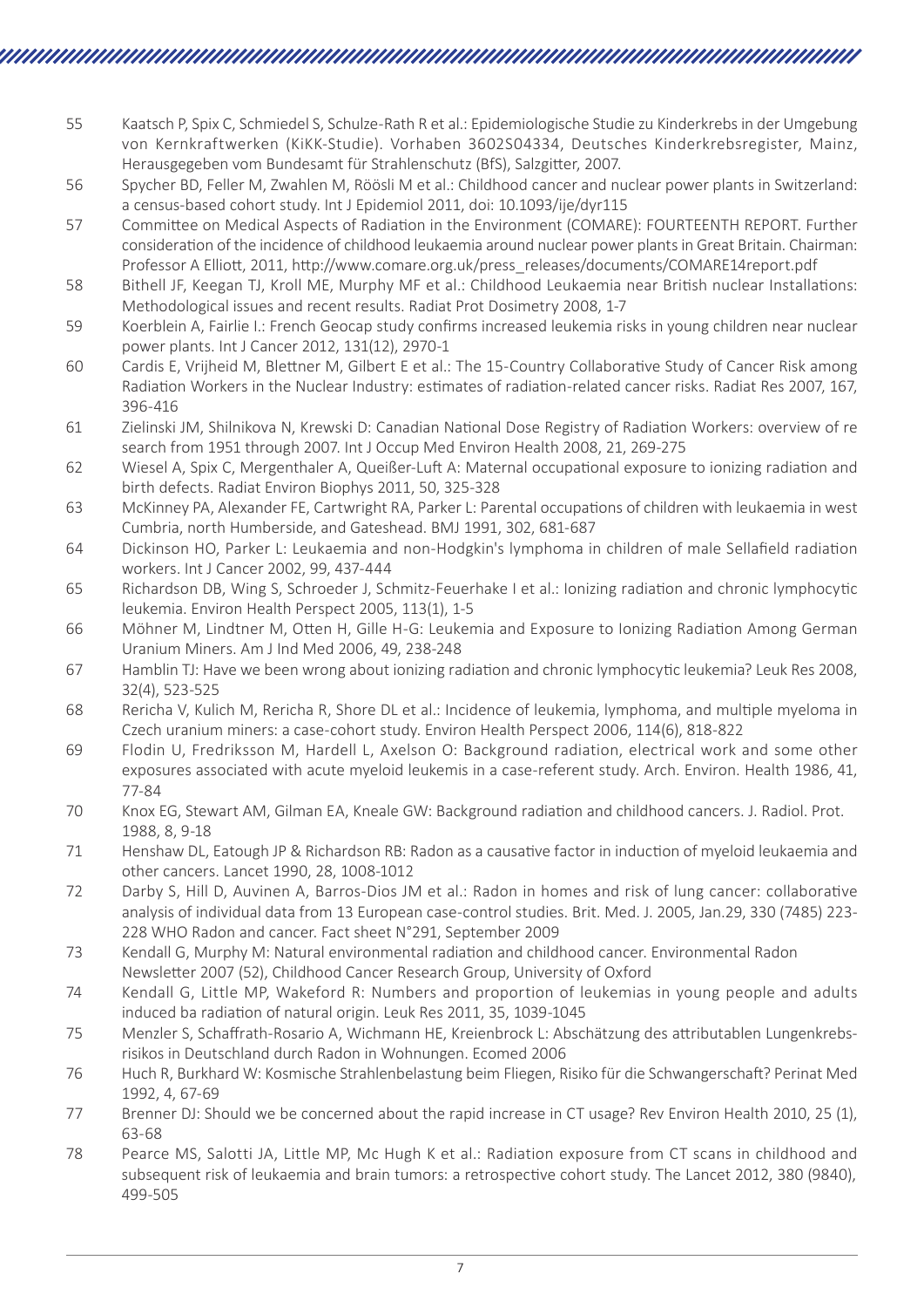55 Kaatsch P, Spix C, Schmiedel S, Schulze-Rath R et al.: Epidemiologische Studie zu Kinderkrebs in der Umgebung von Kernkraftwerken (KiKK-Studie). Vorhaben 3602S04334, Deutsches Kinderkrebsregister, Mainz, Herausgegeben vom Bundesamt für Strahlenschutz (BfS), Salzgitter, 2007.

56 Spycher BD, Feller M, Zwahlen M, Röösli M et al.: Childhood cancer and nuclear power plants in Switzerland: a census-based cohort study. Int J Epidemiol 2011, doi: 10.1093/ije/dyr115

57 Committee on Medical Aspects of Radiation in the Environment (COMARE): FOURTEENTH REPORT. Further consideration of the incidence of childhood leukaemia around nuclear power plants in Great Britain. Chairman: Professor A Elliott, 2011, http://www.comare.org.uk/press_releases/documents/COMARE14report.pdf

58 Bithell JF, Keegan TJ, Kroll ME, Murphy MF et al.: Childhood Leukaemia near British nuclear Installations: Methodological issues and recent results. Radiat Prot Dosimetry 2008, 1-7

59 Koerblein A, Fairlie I.: French Geocap study confirms increased leukemia risks in young children near nuclear power plants. Int J Cancer 2012, 131(12), 2970-1

60 Cardis E, Vrijheid M, Blettner M, Gilbert E et al.: The 15-Country Collaborative Study of Cancer Risk among Radiation Workers in the Nuclear Industry: estimates of radiation-related cancer risks. Radiat Res 2007, 167, 396-416

61 Zielinski JM, Shilnikova N, Krewski D: Canadian National Dose Registry of Radiation Workers: overview of re search from 1951 through 2007. Int J Occup Med Environ Health 2008, 21, 269-275

62 Wiesel A, Spix C, Mergenthaler A, Queißer-Luft A: Maternal occupational exposure to ionizing radiation and birth defects. Radiat Environ Biophys 2011, 50, 325-328

63 McKinney PA, Alexander FE, Cartwright RA, Parker L: Parental occupations of children with leukaemia in west Cumbria, north Humberside, and Gateshead. BMJ 1991, 302, 681-687

64 Dickinson HO, Parker L: Leukaemia and non-Hodgkin's lymphoma in children of male Sellafield radiation workers. Int J Cancer 2002, 99, 437-444

65 Richardson DB, Wing S, Schroeder J, Schmitz-Feuerhake I et al.: Ionizing radiation and chronic lymphocytic leukemia. Environ Health Perspect 2005, 113(1), 1-5

66 Möhner M, Lindtner M, Otten H, Gille H-G: Leukemia and Exposure to Ionizing Radiation Among German Uranium Miners. Am J Ind Med 2006, 49, 238-248

67 Hamblin TJ: Have we been wrong about ionizing radiation and chronic lymphocytic leukemia? Leuk Res 2008, 32(4), 523-525

68 Rericha V, Kulich M, Rericha R, Shore DL et al.: Incidence of leukemia, lymphoma, and multiple myeloma in Czech uranium miners: a case-cohort study. Environ Health Perspect 2006, 114(6), 818-822

69 Flodin U, Fredriksson M, Hardell L, Axelson O: Background radiation, electrical work and some other exposures associated with acute myeloid leukemis in a case-referent study. Arch. Environ. Health 1986, 41, 77-84

70 Knox EG, Stewart AM, Gilman EA, Kneale GW: Background radiation and childhood cancers. J. Radiol. Prot. 1988, 8, 9-18

71 Henshaw DL, Eatough JP & Richardson RB: Radon as a causative factor in induction of myeloid leukaemia and other cancers. Lancet 1990, 28, 1008-1012

72 Darby S, Hill D, Auvinen A, Barros-Dios JM et al.: Radon in homes and risk of lung cancer: collaborative analysis of individual data from 13 European case-control studies. Brit. Med. J. 2005, Jan.29, 330 (7485) 223-228 WHO Radon and cancer. Fact sheet N°291, September 2009

73 Kendall G, Murphy M: Natural environmental radiation and childhood cancer. Environmental Radon Newsletter 2007 (52), Childhood Cancer Research Group, University of Oxford

74 Kendall G, Little MP, Wakeford R: Numbers and proportion of leukemias in young people and adults induced ba radiation of natural origin. Leuk Res 2011, 35, 1039-1045

75 Menzler S, Schaffrath-Rosario A, Wichmann HE, Kreienbrock L: Abschätzung des attributablen Lungenkrebsrisikos in Deutschland durch Radon in Wohnungen. Ecomed 2006

76 Huch R, Burkhard W: Kosmische Strahlenbelastung beim Fliegen, Risiko für die Schwangerschaft? Perinat Med 1992, 4, 67-69

77 Brenner DJ: Should we be concerned about the rapid increase in CT usage? Rev Environ Health 2010, 25 (1), 63-68

78 Pearce MS, Salotti JA, Little MP, Mc Hugh K et al.: Radiation exposure from CT scans in childhood and subsequent risk of leukaemia and brain tumors: a retrospective cohort study. The Lancet 2012, 380 (9840), 499-505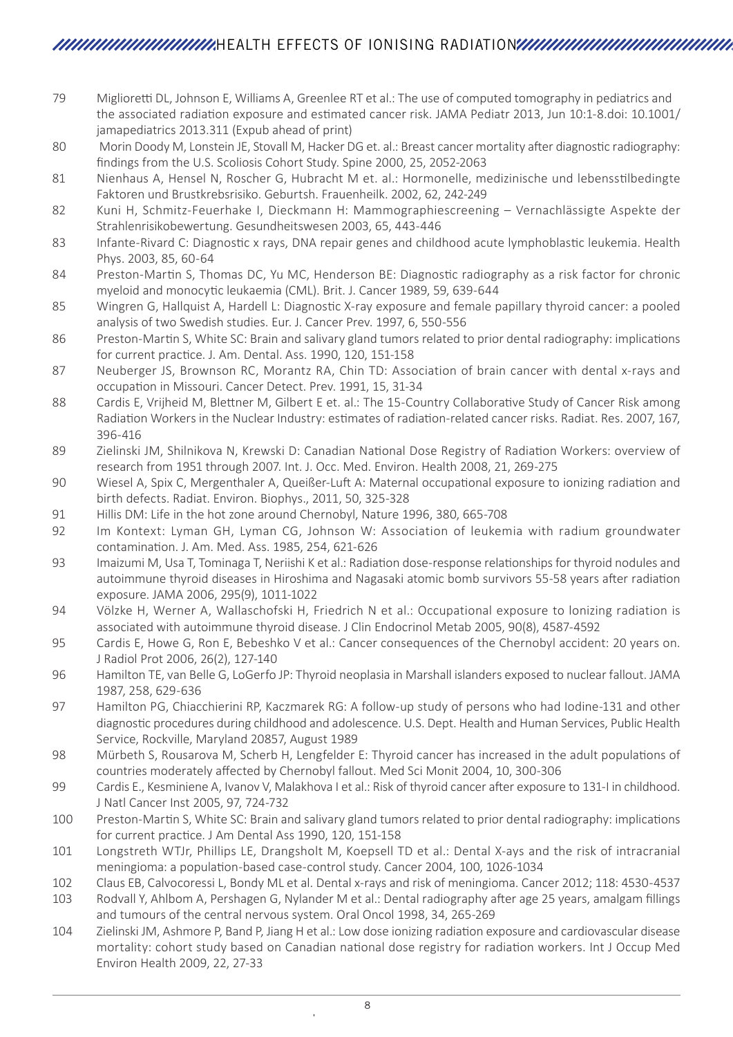79 Miglioretti DL, Johnson E, Williams A, Greenlee RT et al.: The use of computed tomography in pediatrics and the associated radiation exposure and estimated cancer risk. JAMA Pediatr 2013, Jun 10:1-8.doi: 10.1001/jamapediatrics 2013.311 (Expub ahead of print)

80 Morin Doody M, Lonstein JE, Stovall M, Hacker DG et. al.: Breast cancer mortality after diagnostic radiography: findings from the U.S. Scoliosis Cohort Study. Spine 2000, 25, 2052-2063

81 Nienhaus A, Hensel N, Roscher G, Hubracht M et. al.: Hormonelle, medizinische und lebensstilbedingte Faktoren und Brustkrebsrisiko. Geburtsh. Frauenheilk. 2002, 62, 242-249

82 Kuni H, Schmitz-Feuerhake I, Dieckmann H: Mammographiescreening – Vernachlässigte Aspekte der Strahlenrisikobewertung. Gesundheitswesen 2003, 65, 443-446

83 Infante-Rivard C: Diagnostic x rays, DNA repair genes and childhood acute lymphoblastic leukemia. Health Phys. 2003, 85, 60-64

84 Preston-Martin S, Thomas DC, Yu MC, Henderson BE: Diagnostic radiography as a risk factor for chronic myeloid and monocytic leukaemia (CML). Brit. J. Cancer 1989, 59, 639-644

85 Wingren G, Hallquist A, Hardell L: Diagnostic X-ray exposure and female papillary thyroid cancer: a pooled analysis of two Swedish studies. Eur. J. Cancer Prev. 1997, 6, 550-556

86 Preston-Martin S, White SC: Brain and salivary gland tumors related to prior dental radiography: implications for current practice. J. Am. Dental. Ass. 1990, 120, 151-158

87 Neuberger JS, Brownson RC, Morantz RA, Chin TD: Association of brain cancer with dental x-rays and occupation in Missouri. Cancer Detect. Prev. 1991, 15, 31-34

88 Cardis E, Vrijheid M, Blettner M, Gilbert E et. al.: The 15-Country Collaborative Study of Cancer Risk among Radiation Workers in the Nuclear Industry: estimates of radiation-related cancer risks. Radiat. Res. 2007, 167, 396-416

89 Zielinski JM, Shilnikova N, Krewski D: Canadian National Dose Registry of Radiation Workers: overview of research from 1951 through 2007. Int. J. Occ. Med. Environ. Health 2008, 21, 269-275

90 Wiesel A, Spix C, Mergenthaler A, Queißer-Luft A: Maternal occupational exposure to ionizing radiation and birth defects. Radiat. Environ. Biophys., 2011, 50, 325-328

91 Hillis DM: Life in the hot zone around Chernobyl, Nature 1996, 380, 665-708

92 Im Kontext: Lyman GH, Lyman CG, Johnson W: Association of leukemia with radium groundwater contamination. J. Am. Med. Ass. 1985, 254, 621-626

93 Imaizumi M, Usa T, Tominaga T, Neriishi K et al.: Radiation dose-response relationships for thyroid nodules and autoimmune thyroid diseases in Hiroshima and Nagasaki atomic bomb survivors 55-58 years after radiation exposure. JAMA 2006, 295(9), 1011-1022

94 Völzke H, Werner A, Wallaschofski H, Friedrich N et al.: Occupational exposure to Ionizing radiation is associated with autoimmune thyroid disease. J Clin Endocrinol Metab 2005, 90(8), 4587-4592

95 Cardis E, Howe G, Ron E, Bebeshko V et al.: Cancer consequences of the Chernobyl accident: 20 years on. J Radiol Prot 2006, 26(2), 127-140

96 Hamilton TE, van Belle G, LoGerfo JP: Thyroid neoplasia in Marshall islanders exposed to nuclear fallout. JAMA 1987, 258, 629-636

97 Hamilton PG, Chiacchierini RP, Kaczmarek RG: A follow-up study of persons who had Iodine-131 and other diagnostic procedures during childhood and adolescence. U.S. Dept. Health and Human Services, Public Health Service, Rockville, Maryland 20857, August 1989

98 Mürbeth S, Rousarova M, Scherb H, Lengfelder E: Thyroid cancer has increased in the adult populations of countries moderately affected by Chernobyl fallout. Med Sci Monit 2004, 10, 300-306

99 Cardis E., Kesminiene A, Ivanov V, Malakhova I et al.: Risk of thyroid cancer after exposure to 131-I in childhood. J Natl Cancer Inst 2005, 97, 724-732

100 Preston-Martin S, White SC: Brain and salivary gland tumors related to prior dental radiography: implications for current practice. J Am Dental Ass 1990, 120, 151-158

101 Longstreth WTJr, Phillips LE, Drangsholt M, Koepsell TD et al.: Dental X-ays and the risk of intracranial meningioma: a population-based case-control study. Cancer 2004, 100, 1026-1034

102 Claus EB, Calvocoressi L, Bondy ML et al. Dental x-rays and risk of meningioma. Cancer 2012; 118: 4530-4537

103 Rodvall Y, Ahlbom A, Pershagen G, Nylander M et al.: Dental radiography after age 25 years, amalgam fillings and tumours of the central nervous system. Oral Oncol 1998, 34, 265-269

104 Zielinski JM, Ashmore P, Band P, Jiang H et al.: Low dose ionizing radiation exposure and cardiovascular disease mortality: cohort study based on Canadian national dose registry for radiation workers. Int J Occup Med Environ Health 2009, 22, 27-33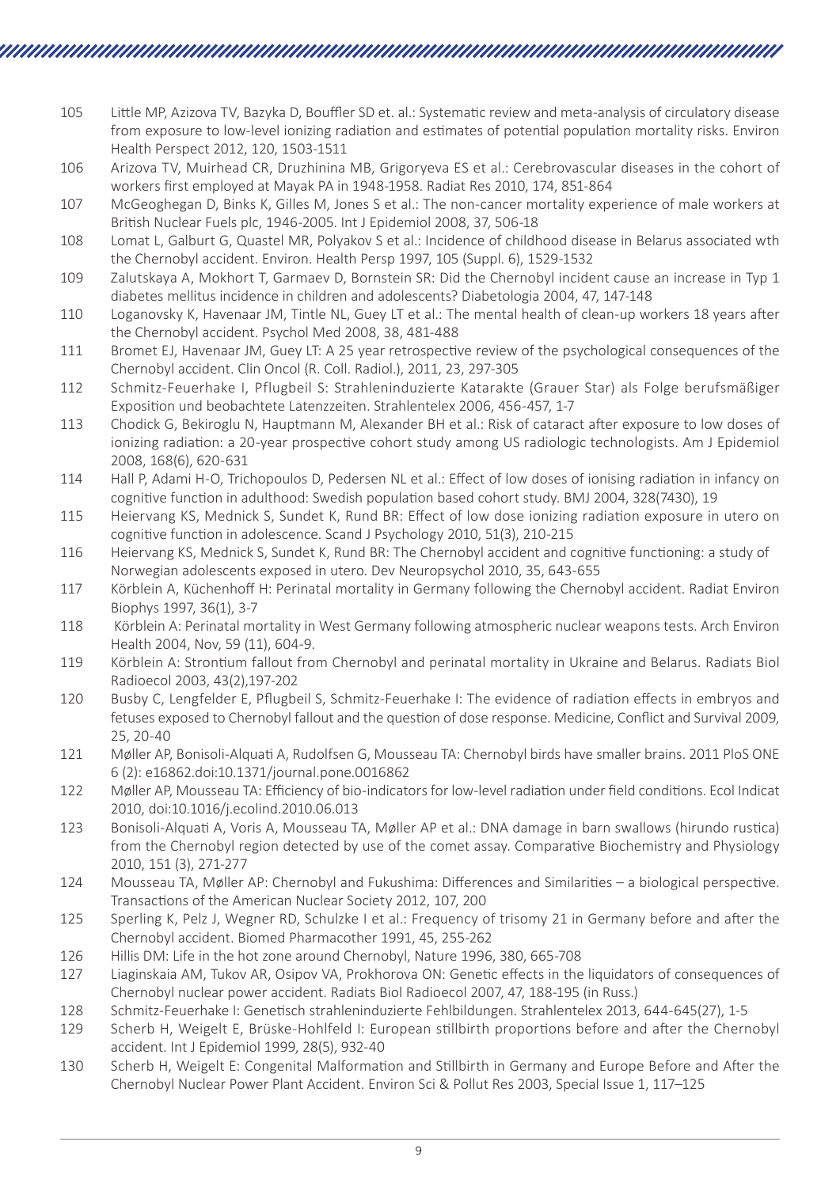105 Little MP, Azizova TV, Bazyka D, Bouffler SD et. al.: Systematic review and meta-analysis of circulatory disease from exposure to low-level ionizing radiation and estimates of potential population mortality risks. Environ Health Perspect 2012, 120, 1503-1511

106 Arizova TV, Muirhead CR, Druzhinina MB, Grigoryeva ES et al.: Cerebrovascular diseases in the cohort of workers first employed at Mayak PA in 1948-1958. Radiat Res 2010, 174, 851-864

107 McGeoghegan D, Binks K, Gilles M, Jones S et al.: The non-cancer mortality experience of male workers at British Nuclear Fuels plc, 1946-2005. Int J Epidemiol 2008, 37, 506-18

108 Lomat L, Galburt G, Quastel MR, Polyakov S et al.: Incidence of childhood disease in Belarus associated wth the Chernobyl accident. Environ. Health Persp 1997, 105 (Suppl. 6), 1529-1532

109 Zalutskaya A, Mokhort T, Garmaev D, Bornstein SR: Did the Chernobyl incident cause an increase in Typ 1 diabetes mellitus incidence in children and adolescents? Diabetologia 2004, 47, 147-148

110 Loganovsky K, Havenaar JM, Tintle NL, Guey LT et al.: The mental health of clean-up workers 18 years after the Chernobyl accident. Psychol Med 2008, 38, 481-488

111 Bromet EJ, Havenaar JM, Guey LT: A 25 year retrospective review of the psychological consequences of the Chernobyl accident. Clin Oncol (R. Coll. Radiol.), 2011, 23, 297-305

112 Schmitz-Feuerhake I, Pflugbeil S: Strahleninduzierte Katarakte (Grauer Star) als Folge berufsmäßiger Exposition und beobachtete Latenzzeiten. Strahlentelex 2006, 456-457, 1-7

113 Chodick G, Bekiroglu N, Hauptmann M, Alexander BH et al.: Risk of cataract after exposure to low doses of ionizing radiation: a 20-year prospective cohort study among US radiologic technologists. Am J Epidemiol 2008, 168(6), 620-631

114 Hall P, Adami H-O, Trichopoulos D, Pedersen NL et al.: Effect of low doses of ionising radiation in infancy on cognitive function in adulthood: Swedish population based cohort study. BMJ 2004, 328(7430), 19

115 Heiervang KS, Mednick S, Sundet K, Rund BR: Effect of low dose ionizing radiation exposure in utero on cognitive function in adolescence. Scand J Psychology 2010, 51(3), 210-215

116 Heiervang KS, Mednick S, Sundet K, Rund BR: The Chernobyl accident and cognitive functioning: a study of Norwegian adolescents exposed in utero. Dev Neuropsychol 2010, 35, 643-655

117 Körblein A, Küchenhoff H: Perinatal mortality in Germany following the Chernobyl accident. Radiat Environ Biophys 1997, 36(1), 3-7

118 Körblein A: Perinatal mortality in West Germany following atmospheric nuclear weapons tests. Arch Environ Health 2004, Nov, 59 (11), 604-9.

119 Körblein A: Strontium fallout from Chernobyl and perinatal mortality in Ukraine and Belarus. Radiats Biol Radioecol 2003, 43(2),197-202

120 Busby C, Lengfelder E, Pflugbeil S, Schmitz-Feuerhake I: The evidence of radiation effects in embryos and fetuses exposed to Chernobyl fallout and the question of dose response. Medicine, Conflict and Survival 2009, 25, 20-40

121 Møller AP, Bonisoli-Alquati A, Rudolfsen G, Mousseau TA: Chernobyl birds have smaller brains. 2011 PloS ONE 6 (2): e16862.doi:10.1371/journal.pone.0016862

122 Møller AP, Mousseau TA: Efficiency of bio-indicators for low-level radiation under field conditions. Ecol Indicat 2010, doi:10.1016/j.ecolind.2010.06.013

123 Bonisoli-Alquati A, Voris A, Mousseau TA, Møller AP et al.: DNA damage in barn swallows (hirundo rustica) from the Chernobyl region detected by use of the comet assay. Comparative Biochemistry and Physiology 2010, 151 (3), 271-277

124 Mousseau TA, Møller AP: Chernobyl and Fukushima: Differences and Similarities – a biological perspective. Transactions of the American Nuclear Society 2012, 107, 200

125 Sperling K, Pelz J, Wegner RD, Schulzke I et al.: Frequency of trisomy 21 in Germany before and after the Chernobyl accident. Biomed Pharmacother 1991, 45, 255-262

126 Hillis DM: Life in the hot zone around Chernobyl, Nature 1996, 380, 665-708

127 Liaginskaia AM, Tukov AR, Osipov VA, Prokhorova ON: Genetic effects in the liquidators of consequences of Chernobyl nuclear power accident. Radiats Biol Radioecol 2007, 47, 188-195 (in Russ.)

128 Schmitz-Feuerhake I: Genetisch strahleninduzierte Fehlbildungen. Strahlentelex 2013, 644-645(27), 1-5

129 Scherb H, Weigelt E, Brüske-Hohlfeld I: European stillbirth proportions before and after the Chernobyl accident. Int J Epidemiol 1999, 28(5), 932-40

130 Scherb H, Weigelt E: Congenital Malformation and Stillbirth in Germany and Europe Before and After the Chernobyl Nuclear Power Plant Accident. Environ Sci & Pollut Res 2003, Special Issue 1, 117–125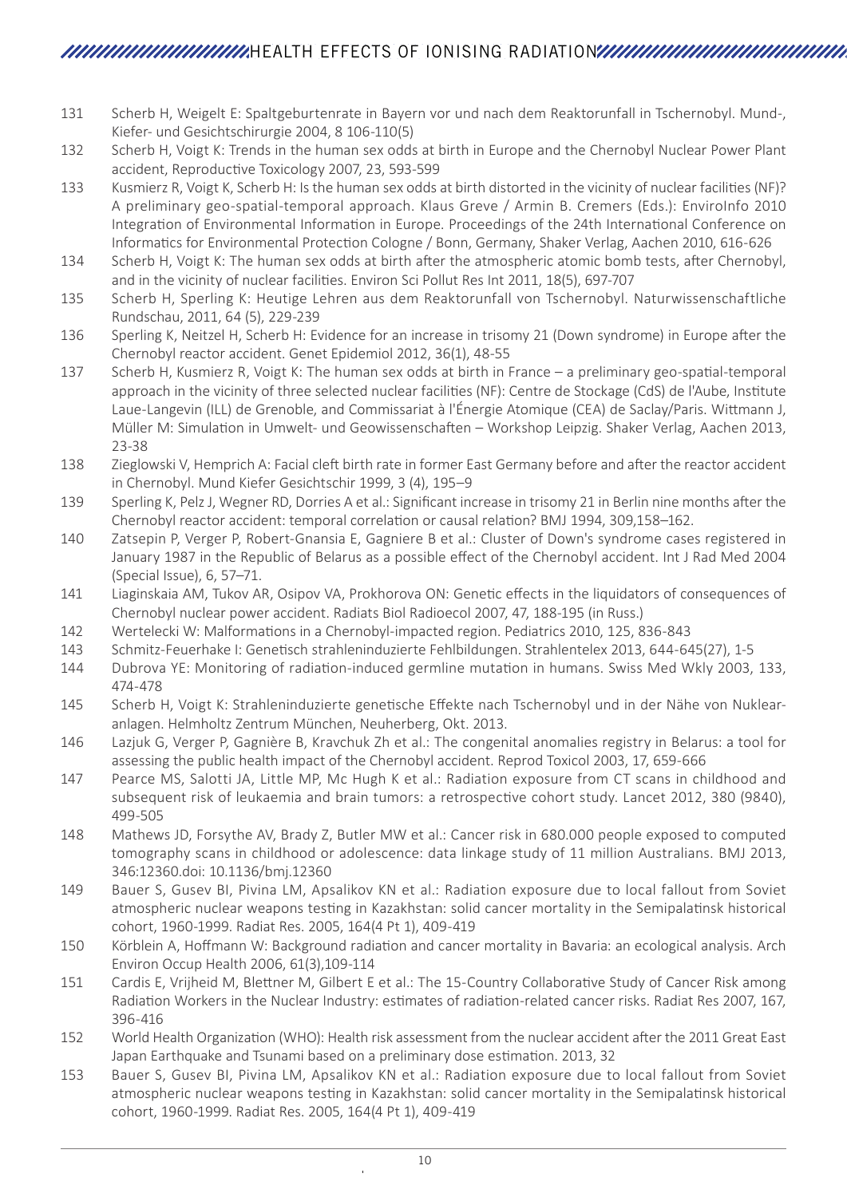131 Scherb H, Weigelt E: Spaltgeburtenrate in Bayern vor und nach dem Reaktorunfall in Tschernobyl. Mund-, Kiefer- und Gesichtschirurgie 2004, 8 106-110(5)

132 Scherb H, Voigt K: Trends in the human sex odds at birth in Europe and the Chernobyl Nuclear Power Plant accident, Reproductive Toxicology 2007, 23, 593-599

133 Kusmierz R, Voigt K, Scherb H: Is the human sex odds at birth distorted in the vicinity of nuclear facilities (NF)? A preliminary geo-spatial-temporal approach. Klaus Greve / Armin B. Cremers (Eds.): EnviroInfo 2010 Integration of Environmental Information in Europe. Proceedings of the 24th International Conference on Informatics for Environmental Protection Cologne / Bonn, Germany, Shaker Verlag, Aachen 2010, 616-626

134 Scherb H, Voigt K: The human sex odds at birth after the atmospheric atomic bomb tests, after Chernobyl, and in the vicinity of nuclear facilities. Environ Sci Pollut Res Int 2011, 18(5), 697-707

135 Scherb H, Sperling K: Heutige Lehren aus dem Reaktorunfall von Tschernobyl. Naturwissenschaftliche Rundschau, 2011, 64 (5), 229-239

136 Sperling K, Neitzel H, Scherb H: Evidence for an increase in trisomy 21 (Down syndrome) in Europe after the Chernobyl reactor accident. Genet Epidemiol 2012, 36(1), 48-55

137 Scherb H, Kusmierz R, Voigt K: The human sex odds at birth in France – a preliminary geo-spatial-temporal approach in the vicinity of three selected nuclear facilities (NF): Centre de Stockage (CdS) de l'Aube, Institute Laue-Langevin (ILL) de Grenoble, and Commissariat à l'Énergie Atomique (CEA) de Saclay/Paris. Wittmann J, Müller M: Simulation in Umwelt- und Geowissenschaften – Workshop Leipzig. Shaker Verlag, Aachen 2013, 23-38

138 Zieglowski V, Hemprich A: Facial cleft birth rate in former East Germany before and after the reactor accident in Chernobyl. Mund Kiefer Gesichtschir 1999, 3 (4), 195–9

139 Sperling K, Pelz J, Wegner RD, Dorries A et al.: Significant increase in trisomy 21 in Berlin nine months after the Chernobyl reactor accident: temporal correlation or causal relation? BMJ 1994, 309,158–162.

140 Zatsepin P, Verger P, Robert-Gnansia E, Gagniere B et al.: Cluster of Down's syndrome cases registered in January 1987 in the Republic of Belarus as a possible effect of the Chernobyl accident. Int J Rad Med 2004 (Special Issue), 6, 57–71.

141 Liaginskaia AM, Tukov AR, Osipov VA, Prokhorova ON: Genetic effects in the liquidators of consequences of Chernobyl nuclear power accident. Radiats Biol Radioecol 2007, 47, 188-195 (in Russ.)

142 Wertelecki W: Malformations in a Chernobyl-impacted region. Pediatrics 2010, 125, 836-843

143 Schmitz-Feuerhake I: Genetisch strahleninduzierte Fehlbildungen. Strahlentelex 2013, 644-645(27), 1-5

144 Dubrova YE: Monitoring of radiation-induced germline mutation in humans. Swiss Med Wkly 2003, 133, 474-478

145 Scherb H, Voigt K: Strahleninduzierte genetische Effekte nach Tschernobyl und in der Nähe von Nuklearanlagen. Helmholtz Zentrum München, Neuherberg, Okt. 2013.

146 Lazjuk G, Verger P, Gagnière B, Kravchuk Zh et al.: The congenital anomalies registry in Belarus: a tool for assessing the public health impact of the Chernobyl accident. Reprod Toxicol 2003, 17, 659-666

147 Pearce MS, Salotti JA, Little MP, Mc Hugh K et al.: Radiation exposure from CT scans in childhood and subsequent risk of leukaemia and brain tumors: a retrospective cohort study. Lancet 2012, 380 (9840), 499-505

148 Mathews JD, Forsythe AV, Brady Z, Butler MW et al.: Cancer risk in 680.000 people exposed to computed tomography scans in childhood or adolescence: data linkage study of 11 million Australians. BMJ 2013, 346:12360.doi: 10.1136/bmj.12360

149 Bauer S, Gusev BI, Pivina LM, Apsalikov KN et al.: Radiation exposure due to local fallout from Soviet atmospheric nuclear weapons testing in Kazakhstan: solid cancer mortality in the Semipalatinsk historical cohort, 1960-1999. Radiat Res. 2005, 164(4 Pt 1), 409-419

150 Körblein A, Hoffmann W: Background radiation and cancer mortality in Bavaria: an ecological analysis. Arch Environ Occup Health 2006, 61(3),109-114

151 Cardis E, Vrijheid M, Blettner M, Gilbert E et al.: The 15-Country Collaborative Study of Cancer Risk among Radiation Workers in the Nuclear Industry: estimates of radiation-related cancer risks. Radiat Res 2007, 167, 396-416

152 World Health Organization (WHO): Health risk assessment from the nuclear accident after the 2011 Great East Japan Earthquake and Tsunami based on a preliminary dose estimation. 2013, 32

153 Bauer S, Gusev BI, Pivina LM, Apsalikov KN et al.: Radiation exposure due to local fallout from Soviet atmospheric nuclear weapons testing in Kazakhstan: solid cancer mortality in the Semipalatinsk historical cohort, 1960-1999. Radiat Res. 2005, 164(4 Pt 1), 409-419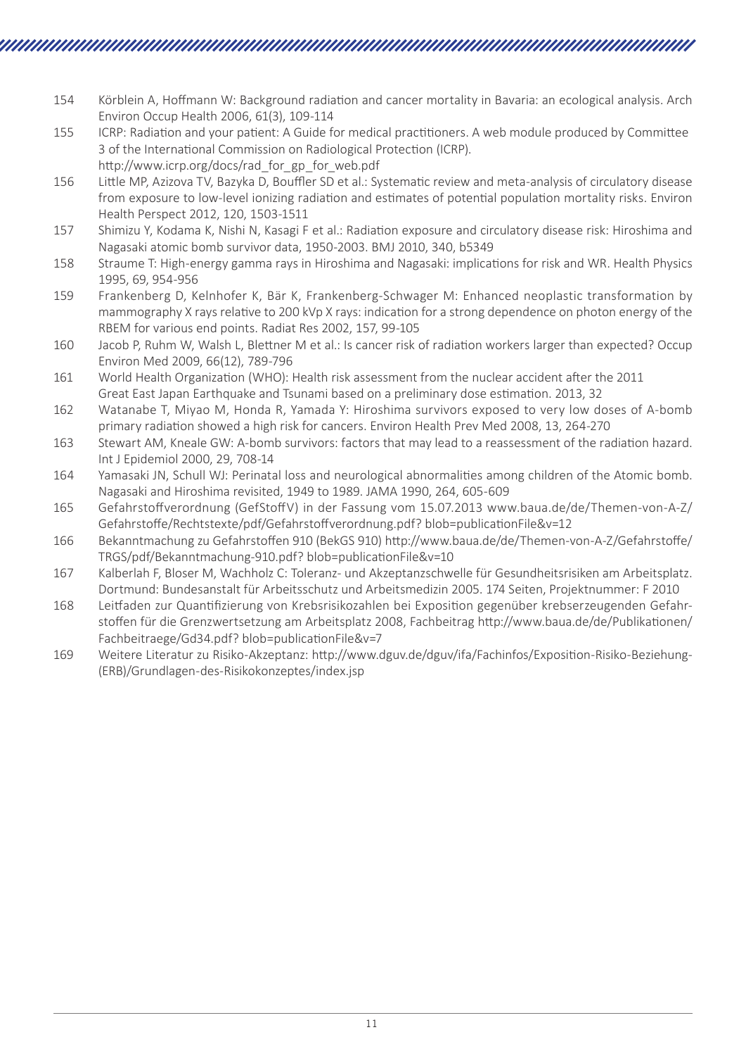154 Körblein A, Hoffmann W: Background radiation and cancer mortality in Bavaria: an ecological analysis. Arch Environ Occup Health 2006, 61(3), 109-114

155 ICRP: Radiation and your patient: A Guide for medical practitioners. A web module produced by Committee 3 of the International Commission on Radiological Protection (ICRP). http://www.icrp.org/docs/rad_for_gp_for_web.pdf

156 Little MP, Azizova TV, Bazyka D, Bouffler SD et al.: Systematic review and meta-analysis of circulatory disease from exposure to low-level ionizing radiation and estimates of potential population mortality risks. Environ Health Perspect 2012, 120, 1503-1511

157 Shimizu Y, Kodama K, Nishi N, Kasagi F et al.: Radiation exposure and circulatory disease risk: Hiroshima and Nagasaki atomic bomb survivor data, 1950-2003. BMJ 2010, 340, b5349

158 Straume T: High-energy gamma rays in Hiroshima and Nagasaki: implications for risk and WR. Health Physics 1995, 69, 954-956

159 Frankenberg D, Kelnhofer K, Bär K, Frankenberg-Schwager M: Enhanced neoplastic transformation by mammography X rays relative to 200 kVp X rays: indication for a strong dependence on photon energy of the RBEM for various end points. Radiat Res 2002, 157, 99-105

160 Jacob P, Ruhm W, Walsh L, Blettner M et al.: Is cancer risk of radiation workers larger than expected? Occup Environ Med 2009, 66(12), 789-796

161 World Health Organization (WHO): Health risk assessment from the nuclear accident after the 2011 Great East Japan Earthquake and Tsunami based on a preliminary dose estimation. 2013, 32

162 Watanabe T, Miyao M, Honda R, Yamada Y: Hiroshima survivors exposed to very low doses of A-bomb primary radiation showed a high risk for cancers. Environ Health Prev Med 2008, 13, 264-270

163 Stewart AM, Kneale GW: A-bomb survivors: factors that may lead to a reassessment of the radiation hazard. Int J Epidemiol 2000, 29, 708-14

164 Yamasaki JN, Schull WJ: Perinatal loss and neurological abnormalities among children of the Atomic bomb. Nagasaki and Hiroshima revisited, 1949 to 1989. JAMA 1990, 264, 605-609

165 Gefahrstoffverordnung (GefStoffV) in der Fassung vom 15.07.2013 www.baua.de/de/Themen-von-A-Z/Gefahrstoffe/Rechtstexte/pdf/Gefahrstoffverordnung.pdf? blob=publicationFile&v=12

166 Bekanntmachung zu Gefahrstoffen 910 (BekGS 910) http://www.baua.de/de/Themen-von-A-Z/Gefahrstoffe/TRGS/pdf/Bekanntmachung-910.pdf? blob=publicationFile&v=10

167 Kalberlah F, Bloser M, Wachholz C: Toleranz- und Akzeptanzschwelle für Gesundheitsrisiken am Arbeitsplatz. Dortmund: Bundesanstalt für Arbeitsschutz und Arbeitsmedizin 2005. 174 Seiten, Projektnummer: F 2010

168 Leitfaden zur Quantifizierung von Krebsrisikozahlen bei Exposition gegenüber krebserzeugenden Gefahrstoffen für die Grenzwertsetzung am Arbeitsplatz 2008, Fachbeitrag http://www.baua.de/de/Publikationen/Fachbeitraege/Gd34.pdf? blob=publicationFile&v=7

169 Weitere Literatur zu Risiko-Akzeptanz: http://www.dguv.de/dguv/ifa/Fachinfos/Exposition-Risiko-Beziehung-(ERB)/Grundlagen-des-Risikokonzeptes/index.jsp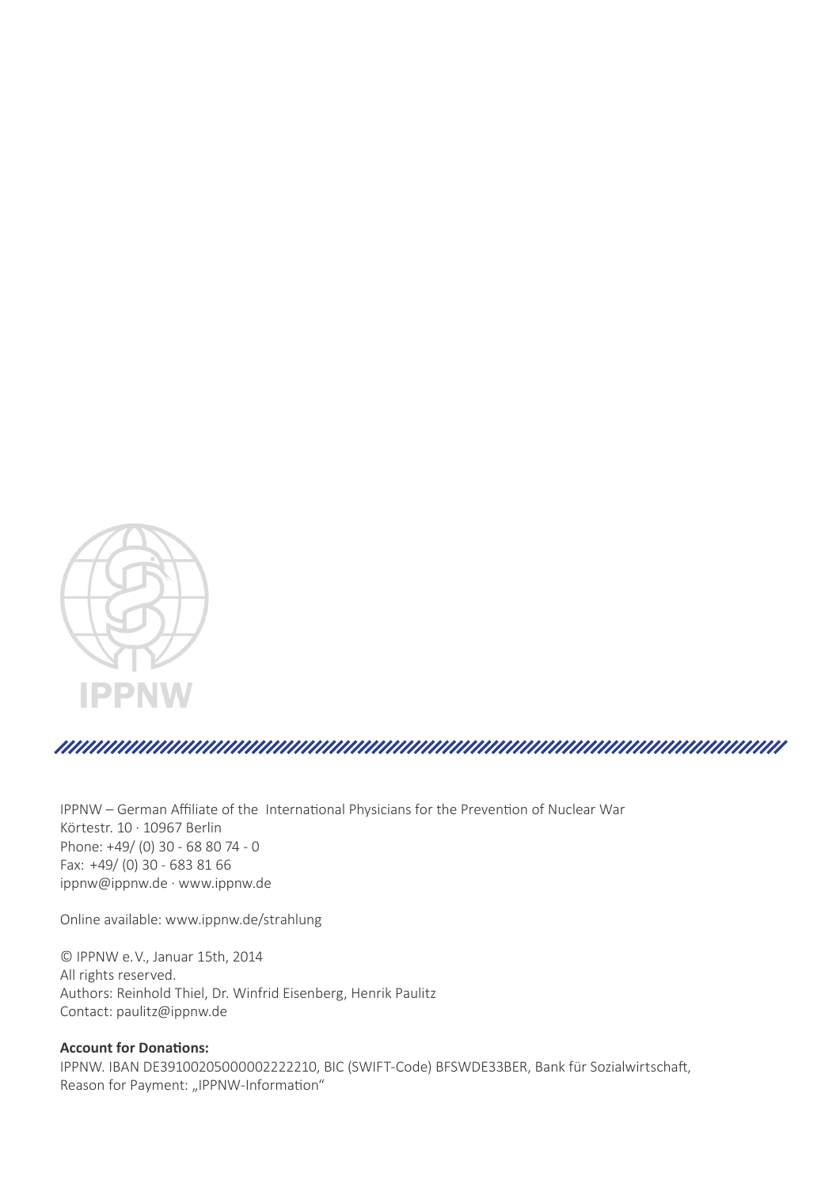IPPNW

IPPNW – German Affiliate of the International Physicians for the Prevention of Nuclear War
Körtestr. 10 · 10967 Berlin
Phone: +49/ (0) 30 - 68 80 74 - 0
Fax: +49/ (0) 30 - 683 81 66
ippnw@ippnw.de · www.ippnw.de

Online available: www.ippnw.de/strahlung

© IPPNW e. V., Januar 15th, 2014
All rights reserved.
Authors: Reinhold Thiel, Dr. Winfrid Eisenberg, Henrik Paulitz
Contact: paulitz@ippnw.de

**Account for Donations:**
IPPNW. IBAN DE39100205000002222210, BIC (SWIFT-Code) BFSWDE33BER, Bank für Sozialwirtschaft,
Reason for Payment: „IPPNW-Information"